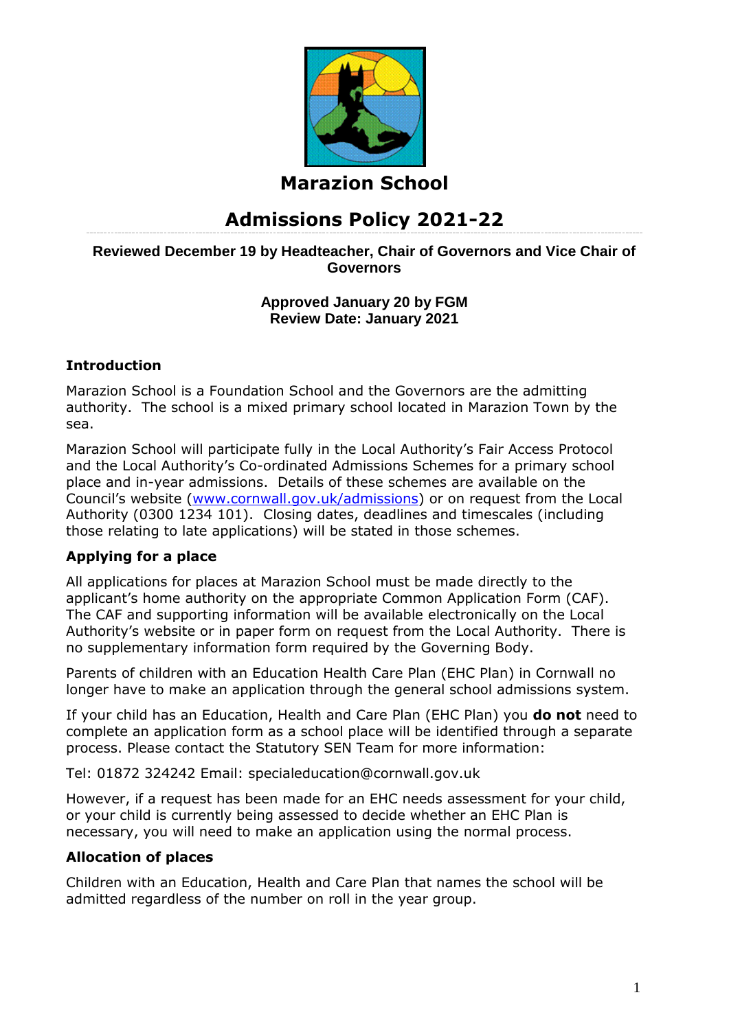# Marazion School

## Admissions Policy 2021-22

**Reviewed December 19 by Headteacher, Chair of Governors and Vice Chair of Governors**

**Approved January 20 by FGM**
**Review Date: January 2021**

### Introduction

Marazion School is a Foundation School and the Governors are the admitting authority. The school is a mixed primary school located in Marazion Town by the sea.

Marazion School will participate fully in the Local Authority's Fair Access Protocol and the Local Authority's Co-ordinated Admissions Schemes for a primary school place and in-year admissions. Details of these schemes are available on the Council's website (www.cornwall.gov.uk/admissions) or on request from the Local Authority (0300 1234 101). Closing dates, deadlines and timescales (including those relating to late applications) will be stated in those schemes.

### Applying for a place

All applications for places at Marazion School must be made directly to the applicant's home authority on the appropriate Common Application Form (CAF). The CAF and supporting information will be available electronically on the Local Authority's website or in paper form on request from the Local Authority. There is no supplementary information form required by the Governing Body.

Parents of children with an Education Health Care Plan (EHC Plan) in Cornwall no longer have to make an application through the general school admissions system.

If your child has an Education, Health and Care Plan (EHC Plan) you **do not** need to complete an application form as a school place will be identified through a separate process. Please contact the Statutory SEN Team for more information:

Tel: 01872 324242 Email: specialeducation@cornwall.gov.uk

However, if a request has been made for an EHC needs assessment for your child, or your child is currently being assessed to decide whether an EHC Plan is necessary, you will need to make an application using the normal process.

### Allocation of places

Children with an Education, Health and Care Plan that names the school will be admitted regardless of the number on roll in the year group.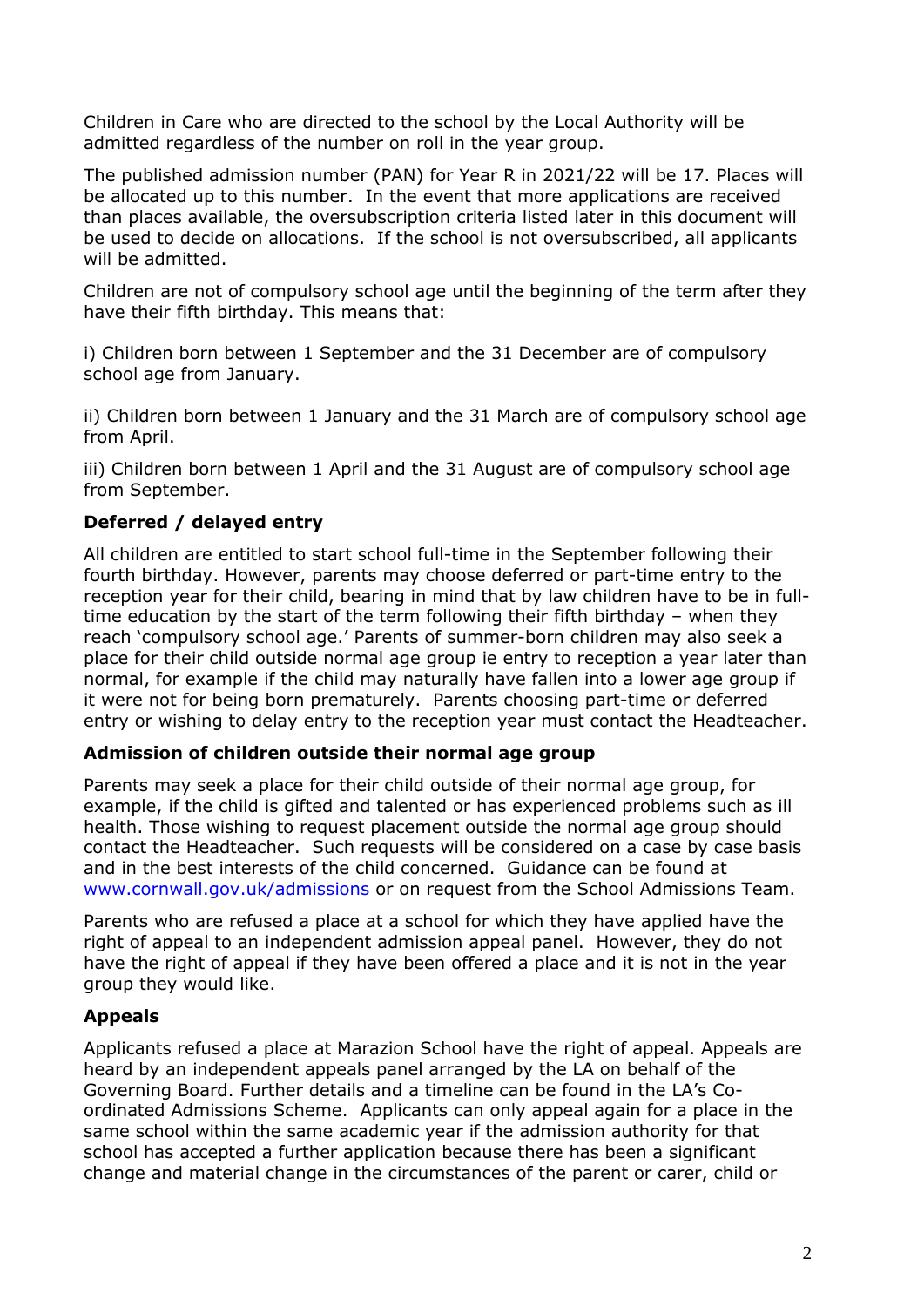Children in Care who are directed to the school by the Local Authority will be admitted regardless of the number on roll in the year group.

The published admission number (PAN) for Year R in 2021/22 will be 17. Places will be allocated up to this number. In the event that more applications are received than places available, the oversubscription criteria listed later in this document will be used to decide on allocations. If the school is not oversubscribed, all applicants will be admitted.

Children are not of compulsory school age until the beginning of the term after they have their fifth birthday. This means that:

i) Children born between 1 September and the 31 December are of compulsory school age from January.

ii) Children born between 1 January and the 31 March are of compulsory school age from April.

iii) Children born between 1 April and the 31 August are of compulsory school age from September.

### Deferred / delayed entry

All children are entitled to start school full-time in the September following their fourth birthday. However, parents may choose deferred or part-time entry to the reception year for their child, bearing in mind that by law children have to be in full-time education by the start of the term following their fifth birthday – when they reach 'compulsory school age.' Parents of summer-born children may also seek a place for their child outside normal age group ie entry to reception a year later than normal, for example if the child may naturally have fallen into a lower age group if it were not for being born prematurely. Parents choosing part-time or deferred entry or wishing to delay entry to the reception year must contact the Headteacher.

### Admission of children outside their normal age group

Parents may seek a place for their child outside of their normal age group, for example, if the child is gifted and talented or has experienced problems such as ill health. Those wishing to request placement outside the normal age group should contact the Headteacher. Such requests will be considered on a case by case basis and in the best interests of the child concerned. Guidance can be found at [www.cornwall.gov.uk/admissions](http://www.cornwall.gov.uk/admissions) or on request from the School Admissions Team.

Parents who are refused a place at a school for which they have applied have the right of appeal to an independent admission appeal panel. However, they do not have the right of appeal if they have been offered a place and it is not in the year group they would like.

### Appeals

Applicants refused a place at Marazion School have the right of appeal. Appeals are heard by an independent appeals panel arranged by the LA on behalf of the Governing Board. Further details and a timeline can be found in the LA's Co-ordinated Admissions Scheme. Applicants can only appeal again for a place in the same school within the same academic year if the admission authority for that school has accepted a further application because there has been a significant change and material change in the circumstances of the parent or carer, child or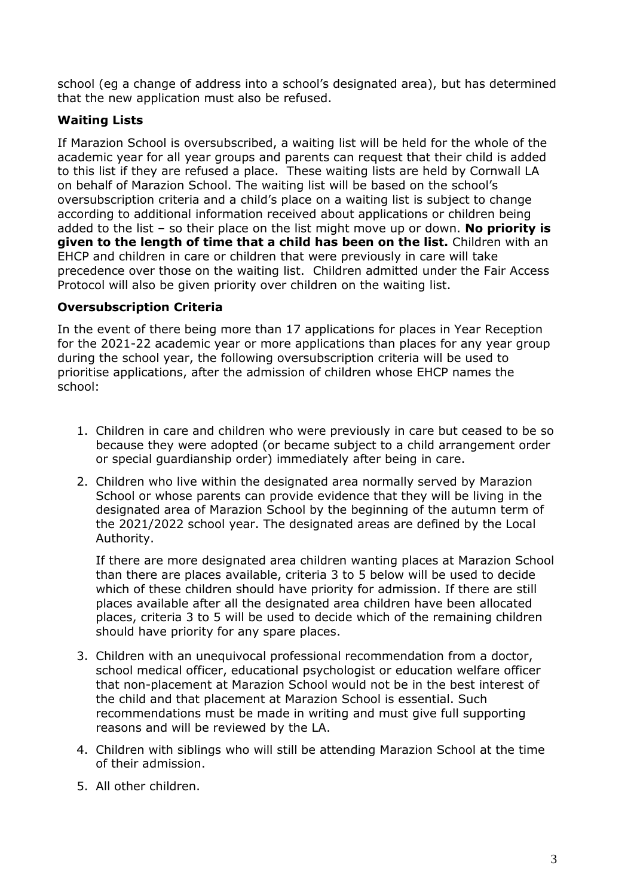school (eg a change of address into a school's designated area), but has determined that the new application must also be refused.

### Waiting Lists

If Marazion School is oversubscribed, a waiting list will be held for the whole of the academic year for all year groups and parents can request that their child is added to this list if they are refused a place. These waiting lists are held by Cornwall LA on behalf of Marazion School. The waiting list will be based on the school's oversubscription criteria and a child's place on a waiting list is subject to change according to additional information received about applications or children being added to the list – so their place on the list might move up or down. **No priority is given to the length of time that a child has been on the list.** Children with an EHCP and children in care or children that were previously in care will take precedence over those on the waiting list. Children admitted under the Fair Access Protocol will also be given priority over children on the waiting list.

### Oversubscription Criteria

In the event of there being more than 17 applications for places in Year Reception for the 2021-22 academic year or more applications than places for any year group during the school year, the following oversubscription criteria will be used to prioritise applications, after the admission of children whose EHCP names the school:

1. Children in care and children who were previously in care but ceased to be so because they were adopted (or became subject to a child arrangement order or special guardianship order) immediately after being in care.
2. Children who live within the designated area normally served by Marazion School or whose parents can provide evidence that they will be living in the designated area of Marazion School by the beginning of the autumn term of the 2021/2022 school year. The designated areas are defined by the Local Authority.

   If there are more designated area children wanting places at Marazion School than there are places available, criteria 3 to 5 below will be used to decide which of these children should have priority for admission. If there are still places available after all the designated area children have been allocated places, criteria 3 to 5 will be used to decide which of the remaining children should have priority for any spare places.
3. Children with an unequivocal professional recommendation from a doctor, school medical officer, educational psychologist or education welfare officer that non-placement at Marazion School would not be in the best interest of the child and that placement at Marazion School is essential. Such recommendations must be made in writing and must give full supporting reasons and will be reviewed by the LA.
4. Children with siblings who will still be attending Marazion School at the time of their admission.
5. All other children.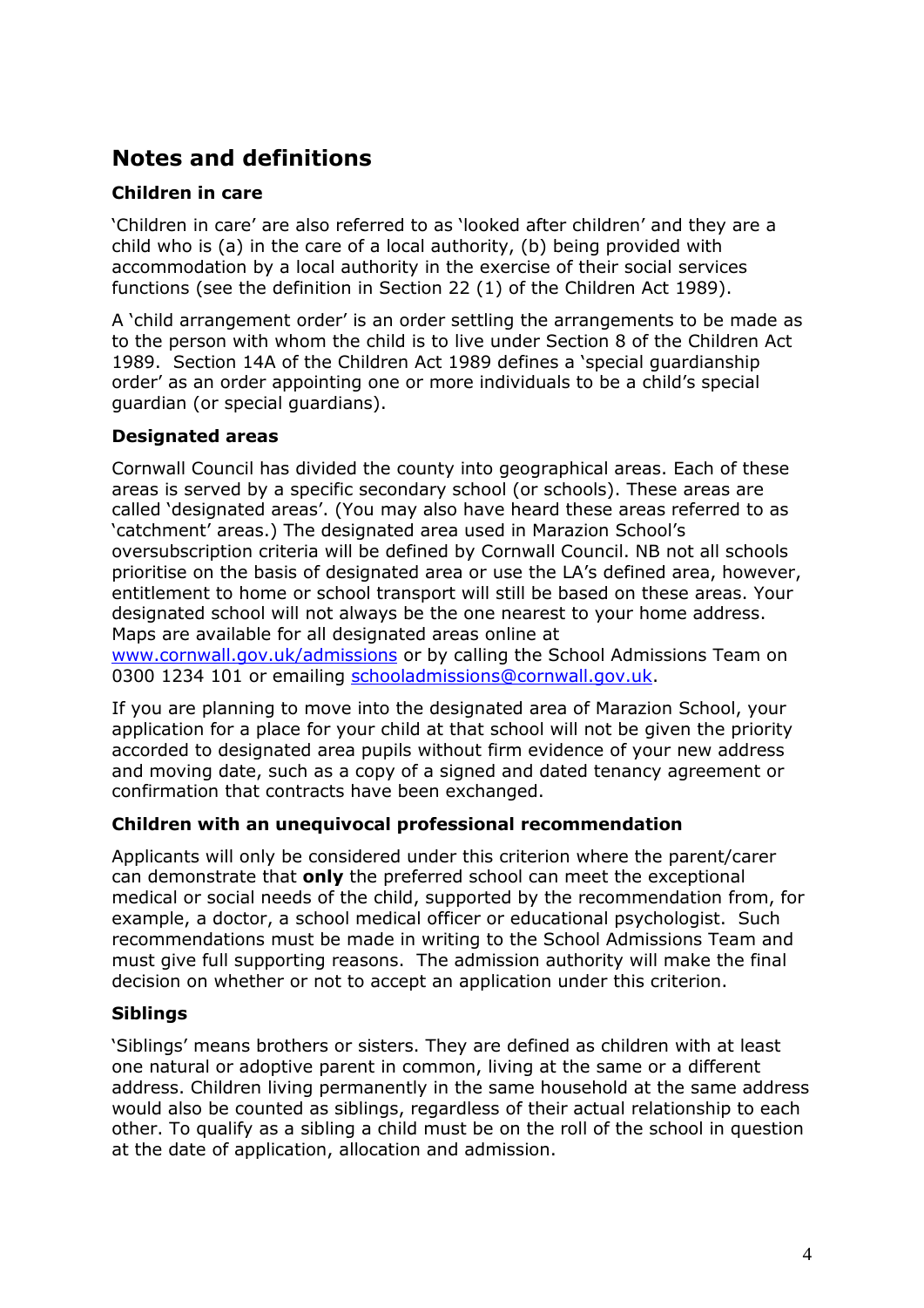## Notes and definitions

### Children in care

'Children in care' are also referred to as 'looked after children' and they are a child who is (a) in the care of a local authority, (b) being provided with accommodation by a local authority in the exercise of their social services functions (see the definition in Section 22 (1) of the Children Act 1989).

A 'child arrangement order' is an order settling the arrangements to be made as to the person with whom the child is to live under Section 8 of the Children Act 1989. Section 14A of the Children Act 1989 defines a 'special guardianship order' as an order appointing one or more individuals to be a child's special guardian (or special guardians).

### Designated areas

Cornwall Council has divided the county into geographical areas. Each of these areas is served by a specific secondary school (or schools). These areas are called 'designated areas'. (You may also have heard these areas referred to as 'catchment' areas.) The designated area used in Marazion School's oversubscription criteria will be defined by Cornwall Council. NB not all schools prioritise on the basis of designated area or use the LA's defined area, however, entitlement to home or school transport will still be based on these areas. Your designated school will not always be the one nearest to your home address. Maps are available for all designated areas online at [www.cornwall.gov.uk/admissions](http://www.cornwall.gov.uk/admissions) or by calling the School Admissions Team on 0300 1234 101 or emailing [schooladmissions@cornwall.gov.uk](mailto:schooladmissions@cornwall.gov.uk).

If you are planning to move into the designated area of Marazion School, your application for a place for your child at that school will not be given the priority accorded to designated area pupils without firm evidence of your new address and moving date, such as a copy of a signed and dated tenancy agreement or confirmation that contracts have been exchanged.

### Children with an unequivocal professional recommendation

Applicants will only be considered under this criterion where the parent/carer can demonstrate that **only** the preferred school can meet the exceptional medical or social needs of the child, supported by the recommendation from, for example, a doctor, a school medical officer or educational psychologist. Such recommendations must be made in writing to the School Admissions Team and must give full supporting reasons. The admission authority will make the final decision on whether or not to accept an application under this criterion.

### Siblings

'Siblings' means brothers or sisters. They are defined as children with at least one natural or adoptive parent in common, living at the same or a different address. Children living permanently in the same household at the same address would also be counted as siblings, regardless of their actual relationship to each other. To qualify as a sibling a child must be on the roll of the school in question at the date of application, allocation and admission.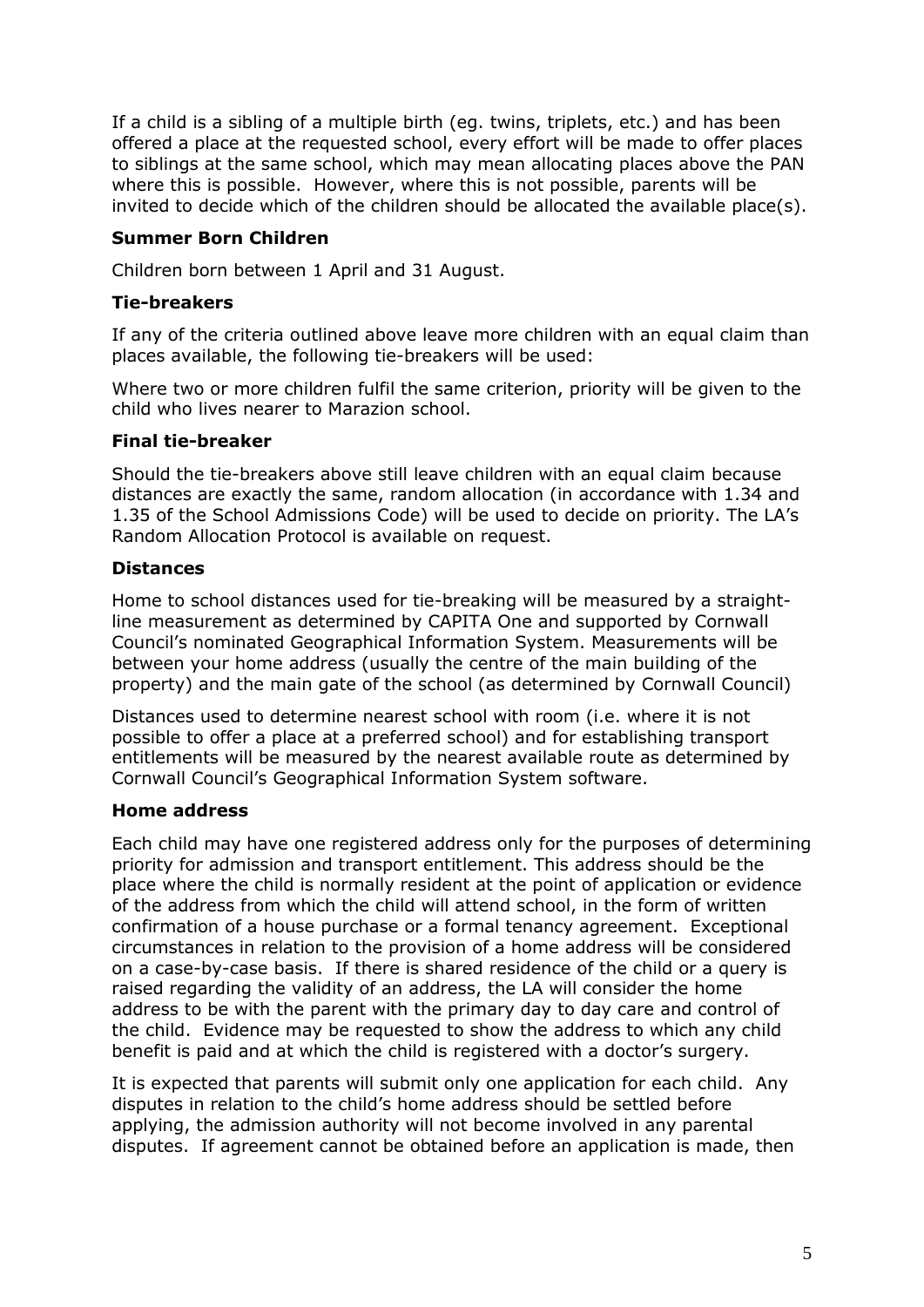If a child is a sibling of a multiple birth (eg. twins, triplets, etc.) and has been offered a place at the requested school, every effort will be made to offer places to siblings at the same school, which may mean allocating places above the PAN where this is possible. However, where this is not possible, parents will be invited to decide which of the children should be allocated the available place(s).

**Summer Born Children**

Children born between 1 April and 31 August.

**Tie-breakers**

If any of the criteria outlined above leave more children with an equal claim than places available, the following tie-breakers will be used:

Where two or more children fulfil the same criterion, priority will be given to the child who lives nearer to Marazion school.

**Final tie-breaker**

Should the tie-breakers above still leave children with an equal claim because distances are exactly the same, random allocation (in accordance with 1.34 and 1.35 of the School Admissions Code) will be used to decide on priority. The LA's Random Allocation Protocol is available on request.

**Distances**

Home to school distances used for tie-breaking will be measured by a straight-line measurement as determined by CAPITA One and supported by Cornwall Council's nominated Geographical Information System. Measurements will be between your home address (usually the centre of the main building of the property) and the main gate of the school (as determined by Cornwall Council)

Distances used to determine nearest school with room (i.e. where it is not possible to offer a place at a preferred school) and for establishing transport entitlements will be measured by the nearest available route as determined by Cornwall Council's Geographical Information System software.

**Home address**

Each child may have one registered address only for the purposes of determining priority for admission and transport entitlement. This address should be the place where the child is normally resident at the point of application or evidence of the address from which the child will attend school, in the form of written confirmation of a house purchase or a formal tenancy agreement. Exceptional circumstances in relation to the provision of a home address will be considered on a case-by-case basis. If there is shared residence of the child or a query is raised regarding the validity of an address, the LA will consider the home address to be with the parent with the primary day to day care and control of the child. Evidence may be requested to show the address to which any child benefit is paid and at which the child is registered with a doctor's surgery.

It is expected that parents will submit only one application for each child. Any disputes in relation to the child's home address should be settled before applying, the admission authority will not become involved in any parental disputes. If agreement cannot be obtained before an application is made, then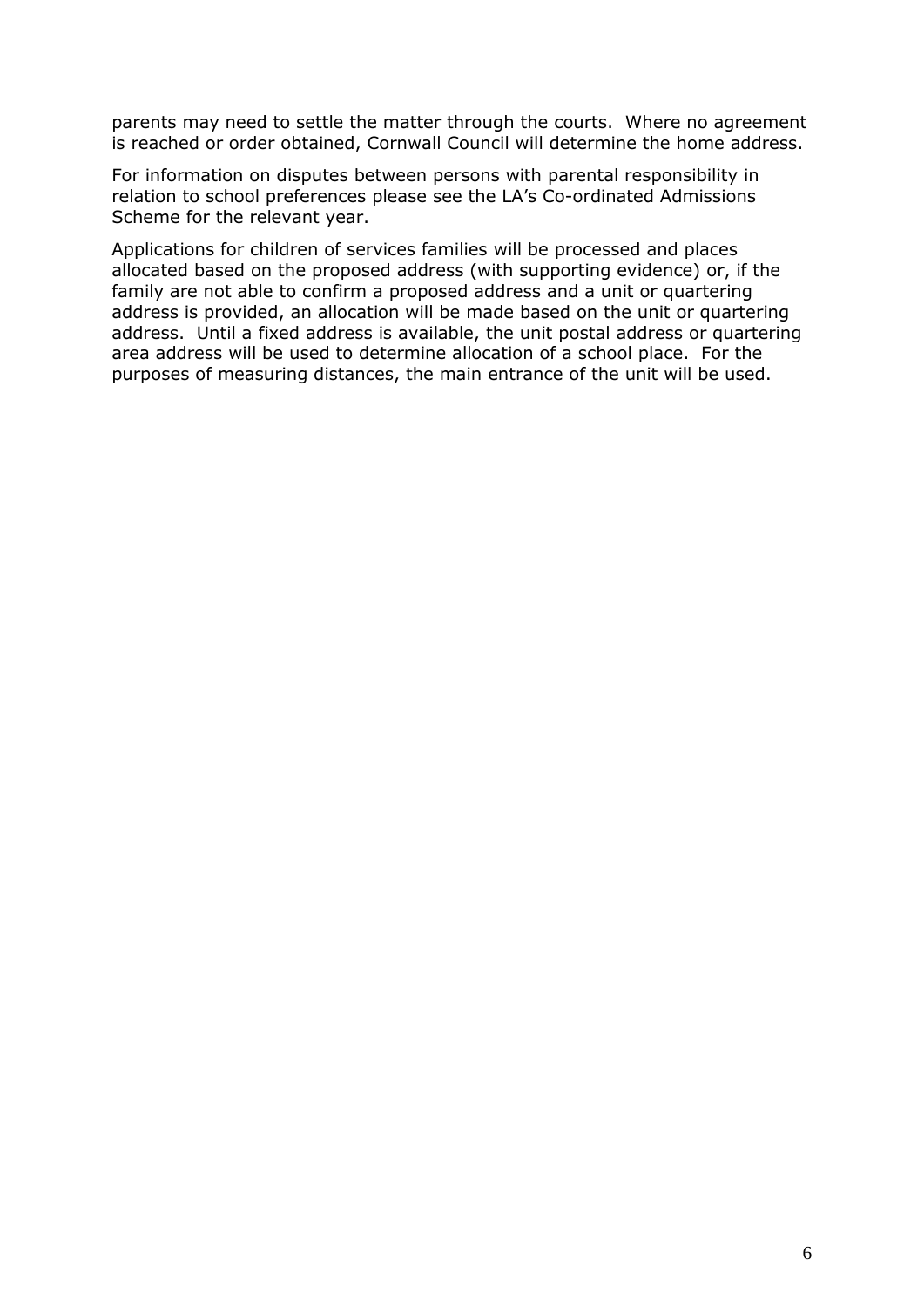parents may need to settle the matter through the courts. Where no agreement is reached or order obtained, Cornwall Council will determine the home address.

For information on disputes between persons with parental responsibility in relation to school preferences please see the LA's Co-ordinated Admissions Scheme for the relevant year.

Applications for children of services families will be processed and places allocated based on the proposed address (with supporting evidence) or, if the family are not able to confirm a proposed address and a unit or quartering address is provided, an allocation will be made based on the unit or quartering address. Until a fixed address is available, the unit postal address or quartering area address will be used to determine allocation of a school place. For the purposes of measuring distances, the main entrance of the unit will be used.